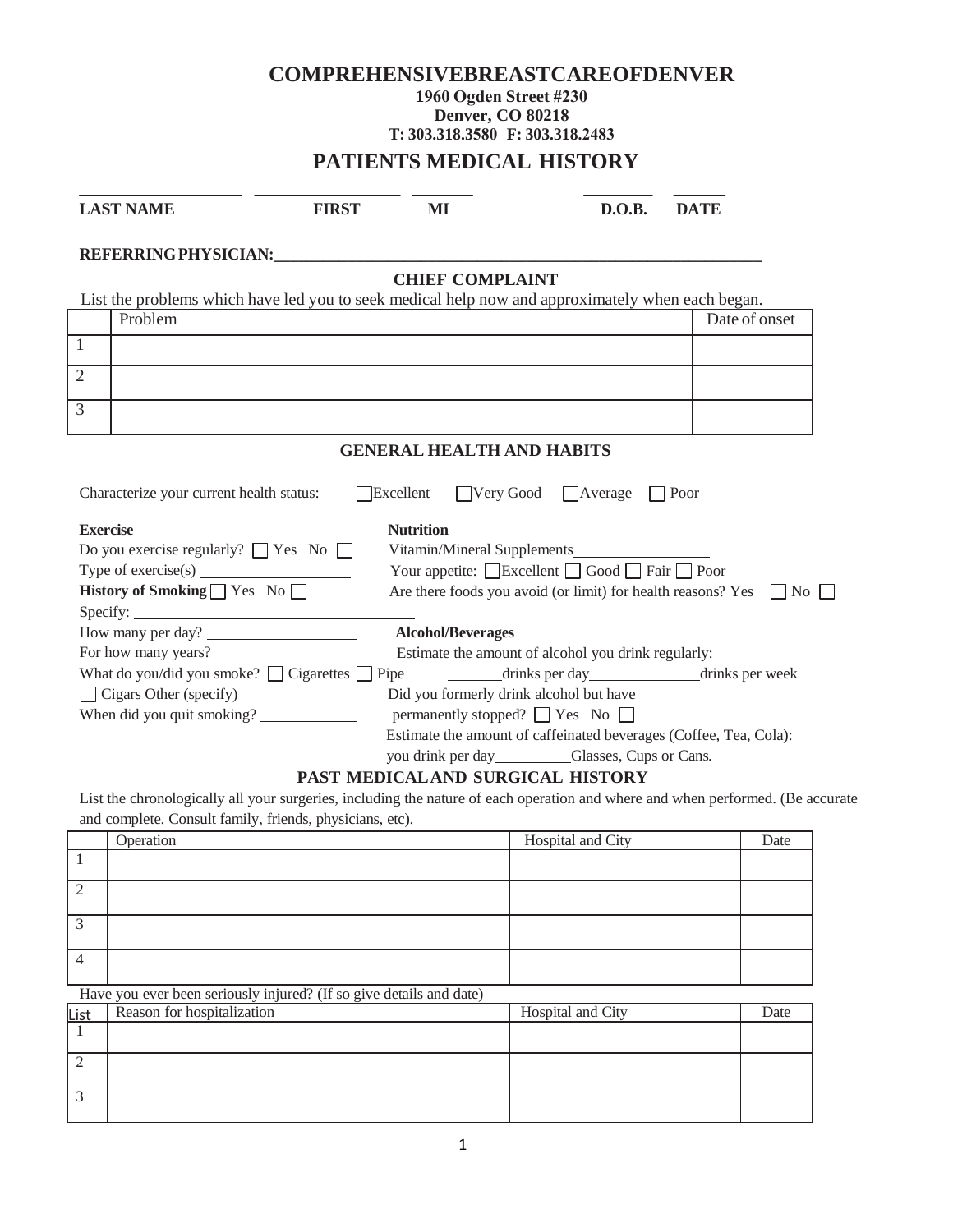# COMPREHENSIVEBREASTCAREOFDENVER

**1960 Ogden Street #230**
**Denver, CO 80218**
**T: 303.318.3580 F: 303.318.2483**

## PATIENTS MEDICAL HISTORY

| LAST NAME | FIRST | MI | D.O.B. | DATE |
|---|---|---|---|---|
| | | | | |

**REFERRINGPHYSICIAN:**\_\_\_\_\_\_\_\_\_\_\_\_\_\_\_\_\_\_\_\_\_\_\_\_\_\_\_\_\_\_\_\_\_\_\_\_\_\_\_\_\_\_\_\_\_\_\_\_\_\_\_\_\_\_\_\_\_\_\_\_

### CHIEF COMPLAINT

List the problems which have led you to seek medical help now and approximately when each began.

| | Problem | Date of onset |
|---|---|---|
| 1 | | |
| 2 | | |
| 3 | | |

### GENERAL HEALTH AND HABITS

Characterize your current health status: ☐ Excellent ☐ Very Good ☐ Average ☐ Poor

**Exercise**

Do you exercise regularly? ☐ Yes No ☐

Type of exercise(s) \_\_\_\_\_\_\_\_\_\_\_\_\_\_\_\_\_\_\_\_

**History of Smoking** ☐ Yes No ☐

Specify: \_\_\_\_\_\_\_\_\_\_\_\_\_\_\_\_\_\_\_\_\_\_\_\_\_\_\_\_\_\_\_\_\_\_\_\_

How many per day? \_\_\_\_\_\_\_\_\_\_\_\_\_\_\_\_\_\_\_\_

For how many years?\_\_\_\_\_\_\_\_\_\_\_\_\_\_\_\_

What do you/did you smoke? ☐ Cigarettes ☐ Pipe

☐ Cigars Other (specify)\_\_\_\_\_\_\_\_\_\_\_\_\_\_\_

When did you quit smoking? \_\_\_\_\_\_\_\_\_\_\_\_\_

**Nutrition**

Vitamin/Mineral Supplements\_\_\_\_\_\_\_\_\_\_\_\_\_\_\_\_\_

Your appetite: ☐ Excellent ☐ Good ☐ Fair ☐ Poor

Are there foods you avoid (or limit) for health reasons? Yes ☐ No ☐

**Alcohol/Beverages**

Estimate the amount of alcohol you drink regularly:

\_\_\_\_\_\_\_drinks per day\_\_\_\_\_\_\_\_\_\_\_\_\_\_drinks per week

Did you formerly drink alcohol but have permanently stopped? ☐ Yes No ☐

Estimate the amount of caffeinated beverages (Coffee, Tea, Cola): you drink per day\_\_\_\_\_\_\_\_\_\_Glasses, Cups or Cans.

### PAST MEDICALAND SURGICAL HISTORY

List the chronologically all your surgeries, including the nature of each operation and where and when performed. (Be accurate and complete. Consult family, friends, physicians, etc).

| | Operation | Hospital and City | Date |
|---|---|---|---|
| 1 | | | |
| 2 | | | |
| 3 | | | |
| 4 | | | |

Have you ever been seriously injured? (If so give details and date)

| List | Reason for hospitalization | Hospital and City | Date |
|---|---|---|---|
| 1 | | | |
| 2 | | | |
| 3 | | | |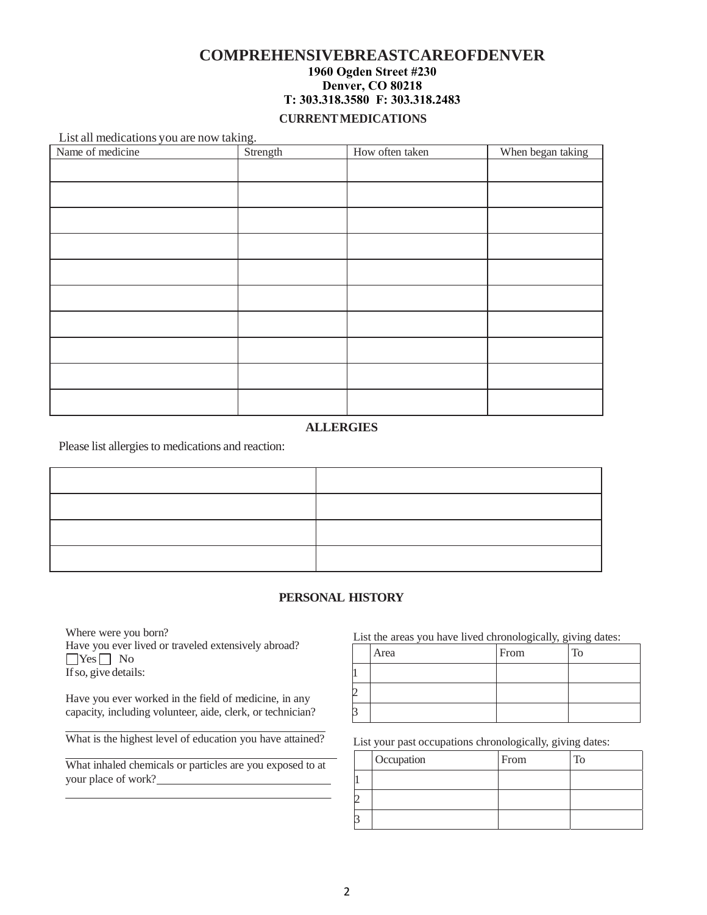# COMPREHENSIVEBREASTCAREOFDENVER

**1960 Ogden Street #230**
**Denver, CO 80218**
**T: 303.318.3580 F: 303.318.2483**

## CURRENT MEDICATIONS

List all medications you are now taking.

| Name of medicine | Strength | How often taken | When began taking |
|---|---|---|---|
| | | | |
| | | | |
| | | | |
| | | | |
| | | | |
| | | | |
| | | | |
| | | | |
| | | | |
| | | | |

## ALLERGIES

Please list allergies to medications and reaction:

| | |
|---|---|
| | |
| | |
| | |
| | |

## PERSONAL HISTORY

Where were you born?
Have you ever lived or traveled extensively abroad?
☐ Yes ☐ No
If so, give details:

Have you ever worked in the field of medicine, in any capacity, including volunteer, aide, clerk, or technician?

______________________________________________

What is the highest level of education you have attained?

______________________________________________

What inhaled chemicals or particles are you exposed to at your place of work?______________________________

______________________________________________

List the areas you have lived chronologically, giving dates:

| | Area | From | To |
|---|---|---|---|
| 1 | | | |
| 2 | | | |
| 3 | | | |

List your past occupations chronologically, giving dates:

| | Occupation | From | To |
|---|---|---|---|
| 1 | | | |
| 2 | | | |
| 3 | | | |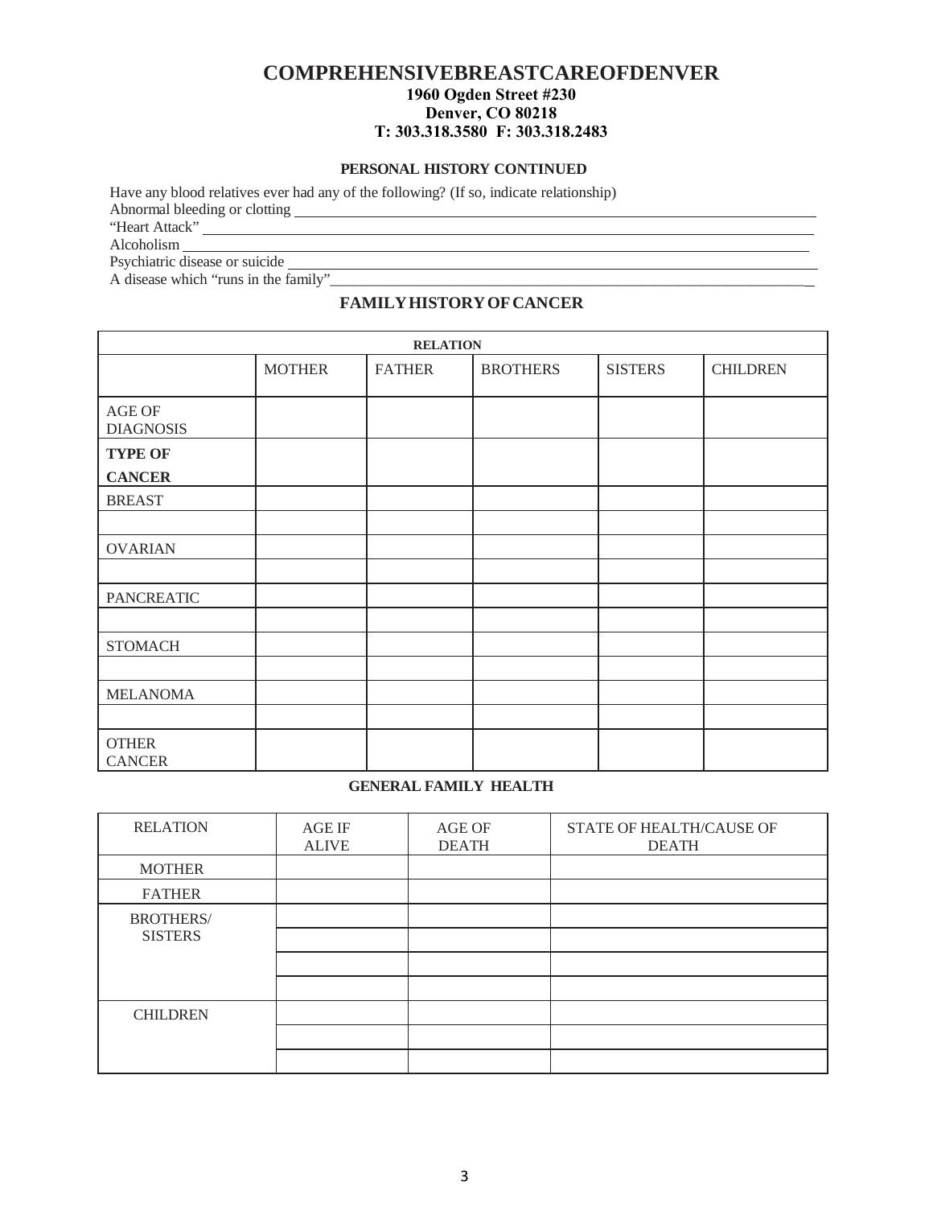# COMPREHENSIVEBREASTCAREOFDENVER

**1960 Ogden Street #230**
**Denver, CO 80218**
**T: 303.318.3580 F: 303.318.2483**

### PERSONAL HISTORY CONTINUED

Have any blood relatives ever had any of the following? (If so, indicate relationship)

Abnormal bleeding or clotting \_\_\_\_\_\_\_\_\_\_\_\_\_\_\_\_\_\_\_\_\_\_\_\_\_\_\_\_\_\_\_\_\_\_\_\_\_\_\_\_

"Heart Attack" \_\_\_\_\_\_\_\_\_\_\_\_\_\_\_\_\_\_\_\_\_\_\_\_\_\_\_\_\_\_\_\_\_\_\_\_\_\_\_\_\_\_\_\_\_\_\_\_

Alcoholism \_\_\_\_\_\_\_\_\_\_\_\_\_\_\_\_\_\_\_\_\_\_\_\_\_\_\_\_\_\_\_\_\_\_\_\_\_\_\_\_\_\_\_\_\_\_\_\_\_\_\_\_

Psychiatric disease or suicide \_\_\_\_\_\_\_\_\_\_\_\_\_\_\_\_\_\_\_\_\_\_\_\_\_\_\_\_\_\_\_\_\_\_\_\_\_\_\_\_

A disease which "runs in the family"\_\_\_\_\_\_\_\_\_\_\_\_\_\_\_\_\_\_\_\_\_\_\_\_\_\_\_\_\_\_\_\_\_\_\_\_

### FAMILY HISTORY OF CANCER

| RELATION | | | | | |
|---|---|---|---|---|---|
| | MOTHER | FATHER | BROTHERS | SISTERS | CHILDREN |
| AGE OF DIAGNOSIS | | | | | |
| **TYPE OF CANCER** | | | | | |
| BREAST | | | | | |
| | | | | | |
| OVARIAN | | | | | |
| | | | | | |
| PANCREATIC | | | | | |
| | | | | | |
| STOMACH | | | | | |
| | | | | | |
| MELANOMA | | | | | |
| | | | | | |
| OTHER CANCER | | | | | |

### GENERAL FAMILY HEALTH

| RELATION | AGE IF ALIVE | AGE OF DEATH | STATE OF HEALTH/CAUSE OF DEATH |
|---|---|---|---|
| MOTHER | | | |
| FATHER | | | |
| BROTHERS/ SISTERS | | | |
| | | | |
| | | | |
| | | | |
| CHILDREN | | | |
| | | | |
| | | | |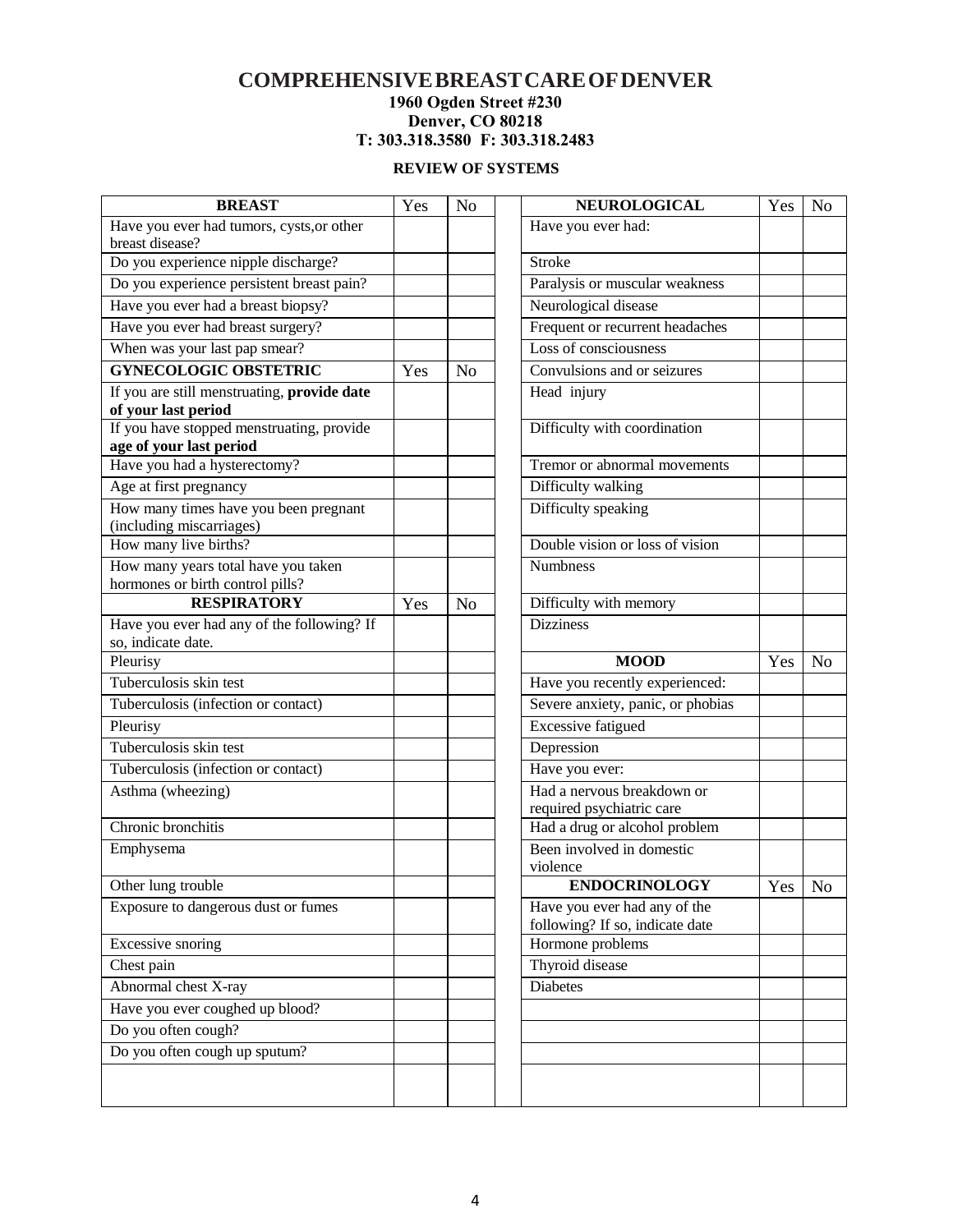# COMPREHENSIVEBREASTCAREOFDENVER

**1960 Ogden Street #230**
**Denver, CO 80218**
**T: 303.318.3580 F: 303.318.2483**

**REVIEW OF SYSTEMS**

| **BREAST** | Yes | No |
|---|---|---|
| Have you ever had tumors, cysts,or other breast disease? | | |
| Do you experience nipple discharge? | | |
| Do you experience persistent breast pain? | | |
| Have you ever had a breast biopsy? | | |
| Have you ever had breast surgery? | | |
| When was your last pap smear? | | |
| **GYNECOLOGIC OBSTETRIC** | Yes | No |
| If you are still menstruating, **provide date of your last period** | | |
| If you have stopped menstruating, provide **age of your last period** | | |
| Have you had a hysterectomy? | | |
| Age at first pregnancy | | |
| How many times have you been pregnant (including miscarriages) | | |
| How many live births? | | |
| How many years total have you taken hormones or birth control pills? | | |
| **RESPIRATORY** | Yes | No |
| Have you ever had any of the following? If so, indicate date. | | |
| Pleurisy | | |
| Tuberculosis skin test | | |
| Tuberculosis (infection or contact) | | |
| Pleurisy | | |
| Tuberculosis skin test | | |
| Tuberculosis (infection or contact) | | |
| Asthma (wheezing) | | |
| Chronic bronchitis | | |
| Emphysema | | |
| Other lung trouble | | |
| Exposure to dangerous dust or fumes | | |
| Excessive snoring | | |
| Chest pain | | |
| Abnormal chest X-ray | | |
| Have you ever coughed up blood? | | |
| Do you often cough? | | |
| Do you often cough up sputum? | | |
| | | |

| **NEUROLOGICAL** | Yes | No |
|---|---|---|
| Have you ever had: | | |
| Stroke | | |
| Paralysis or muscular weakness | | |
| Neurological disease | | |
| Frequent or recurrent headaches | | |
| Loss of consciousness | | |
| Convulsions and or seizures | | |
| Head injury | | |
| Difficulty with coordination | | |
| Tremor or abnormal movements | | |
| Difficulty walking | | |
| Difficulty speaking | | |
| Double vision or loss of vision | | |
| Numbness | | |
| Difficulty with memory | | |
| Dizziness | | |
| **MOOD** | Yes | No |
| Have you recently experienced: | | |
| Severe anxiety, panic, or phobias | | |
| Excessive fatigued | | |
| Depression | | |
| Have you ever: | | |
| Had a nervous breakdown or required psychiatric care | | |
| Had a drug or alcohol problem | | |
| Been involved in domestic violence | | |
| **ENDOCRINOLOGY** | Yes | No |
| Have you ever had any of the following? If so, indicate date | | |
| Hormone problems | | |
| Thyroid disease | | |
| Diabetes | | |
| | | |
| | | |
| | | |
| | | |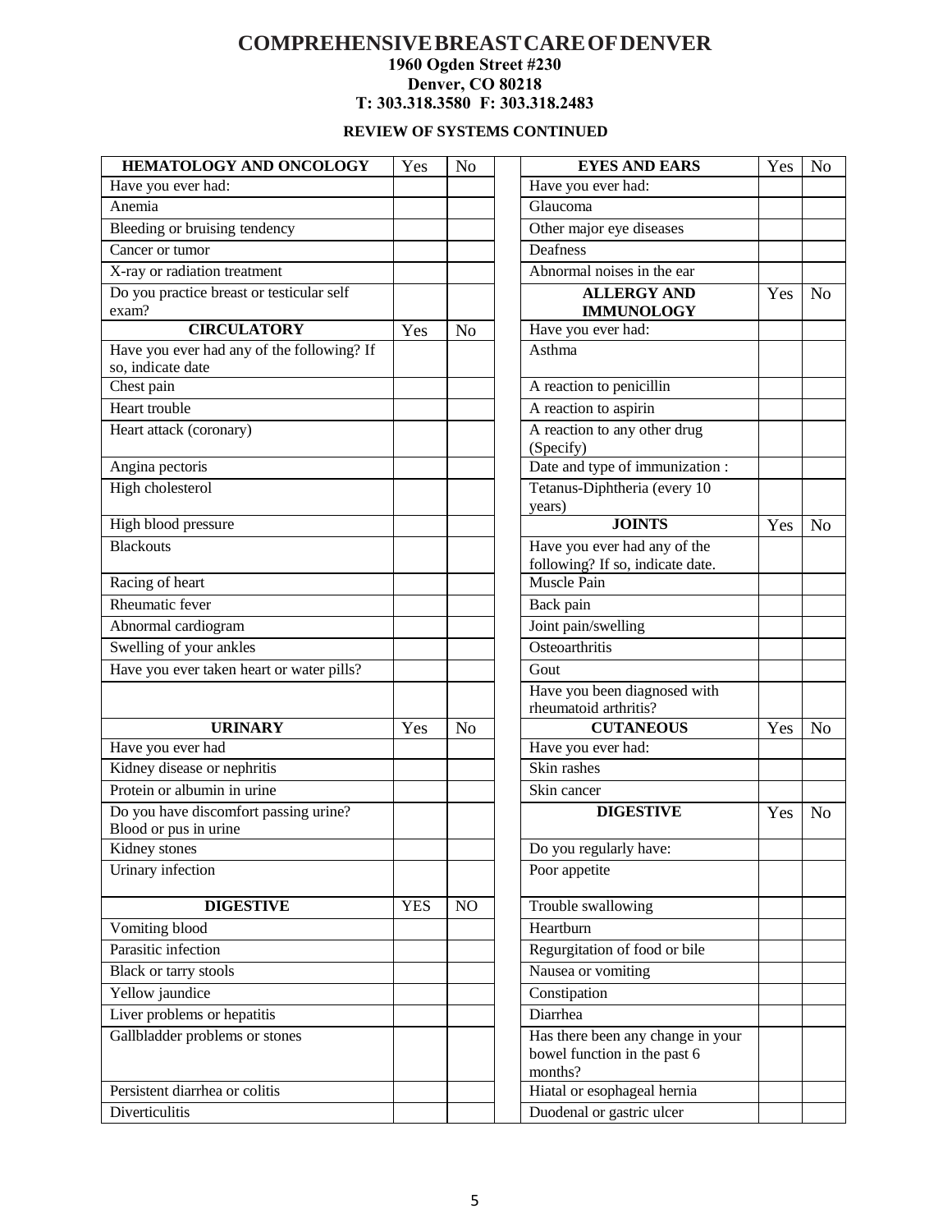# COMPREHENSIVE BREAST CARE OF DENVER

**1960 Ogden Street #230**
**Denver, CO 80218**
**T: 303.318.3580 F: 303.318.2483**

**REVIEW OF SYSTEMS CONTINUED**

| HEMATOLOGY AND ONCOLOGY | Yes | No |
|---|---|---|
| Have you ever had: | | |
| Anemia | | |
| Bleeding or bruising tendency | | |
| Cancer or tumor | | |
| X-ray or radiation treatment | | |
| Do you practice breast or testicular self exam? | | |
| **CIRCULATORY** | Yes | No |
| Have you ever had any of the following? If so, indicate date | | |
| Chest pain | | |
| Heart trouble | | |
| Heart attack (coronary) | | |
| Angina pectoris | | |
| High cholesterol | | |
| High blood pressure | | |
| Blackouts | | |
| Racing of heart | | |
| Rheumatic fever | | |
| Abnormal cardiogram | | |
| Swelling of your ankles | | |
| Have you ever taken heart or water pills? | | |
| | | |
| **URINARY** | Yes | No |
| Have you ever had | | |
| Kidney disease or nephritis | | |
| Protein or albumin in urine | | |
| Do you have discomfort passing urine? Blood or pus in urine | | |
| Kidney stones | | |
| Urinary infection | | |
| **DIGESTIVE** | YES | NO |
| Vomiting blood | | |
| Parasitic infection | | |
| Black or tarry stools | | |
| Yellow jaundice | | |
| Liver problems or hepatitis | | |
| Gallbladder problems or stones | | |
| Persistent diarrhea or colitis | | |
| Diverticulitis | | |

| EYES AND EARS | Yes | No |
|---|---|---|
| Have you ever had: | | |
| Glaucoma | | |
| Other major eye diseases | | |
| Deafness | | |
| Abnormal noises in the ear | | |
| **ALLERGY AND IMMUNOLOGY** | Yes | No |
| Have you ever had: | | |
| Asthma | | |
| A reaction to penicillin | | |
| A reaction to aspirin | | |
| A reaction to any other drug (Specify) | | |
| Date and type of immunization : | | |
| Tetanus-Diphtheria (every 10 years) | | |
| **JOINTS** | Yes | No |
| Have you ever had any of the following? If so, indicate date. | | |
| Muscle Pain | | |
| Back pain | | |
| Joint pain/swelling | | |
| Osteoarthritis | | |
| Gout | | |
| Have you been diagnosed with rheumatoid arthritis? | | |
| **CUTANEOUS** | Yes | No |
| Have you ever had: | | |
| Skin rashes | | |
| Skin cancer | | |
| **DIGESTIVE** | Yes | No |
| Do you regularly have: | | |
| Poor appetite | | |
| Trouble swallowing | | |
| Heartburn | | |
| Regurgitation of food or bile | | |
| Nausea or vomiting | | |
| Constipation | | |
| Diarrhea | | |
| Has there been any change in your bowel function in the past 6 months? | | |
| Hiatal or esophageal hernia | | |
| Duodenal or gastric ulcer | | |